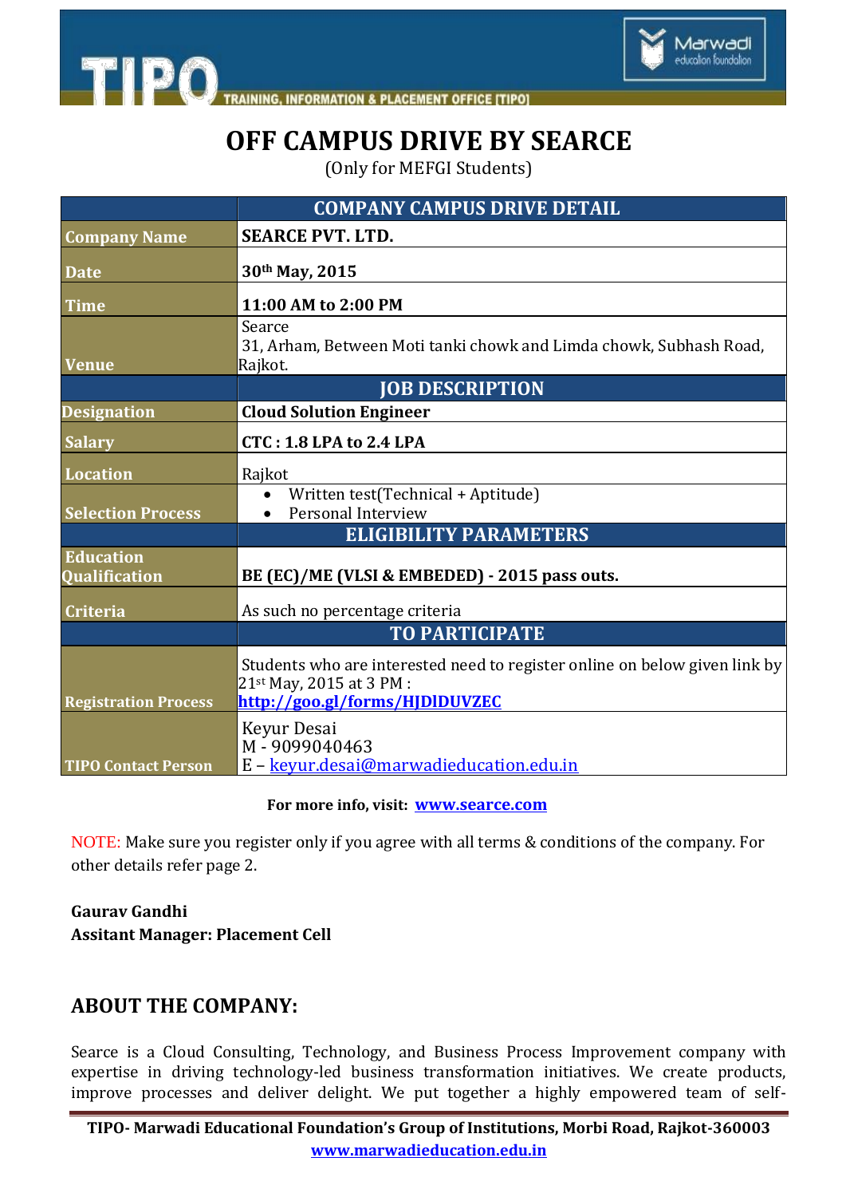# OFF CAMPUS DRIVE BY SEARCE

(Only for MEFGI Students)

| | COMPANY CAMPUS DRIVE DETAIL |
|---|---|
| **Company Name** | **SEARCE PVT. LTD.** |
| **Date** | **30th May, 2015** |
| **Time** | **11:00 AM to 2:00 PM** |
| **Venue** | Searce<br>31, Arham, Between Moti tanki chowk and Limda chowk, Subhash Road, Rajkot. |
| | **JOB DESCRIPTION** |
| **Designation** | **Cloud Solution Engineer** |
| **Salary** | **CTC : 1.8 LPA to 2.4 LPA** |
| **Location** | Rajkot |
| **Selection Process** | • Written test(Technical + Aptitude)<br>• Personal Interview |
| | **ELIGIBILITY PARAMETERS** |
| **Education Qualification** | **BE (EC)/ME (VLSI & EMBEDED) - 2015 pass outs.** |
| **Criteria** | As such no percentage criteria |
| | **TO PARTICIPATE** |
| **Registration Process** | Students who are interested need to register online on below given link by 21st May, 2015 at 3 PM :<br>**http://goo.gl/forms/HJDlDUVZEC** |
| **TIPO Contact Person** | Keyur Desai<br>M - 9099040463<br>E – keyur.desai@marwadieducation.edu.in |

**For more info, visit: www.searce.com**

NOTE: Make sure you register only if you agree with all terms & conditions of the company. For other details refer page 2.

**Gaurav Gandhi**
**Assitant Manager: Placement Cell**

## ABOUT THE COMPANY:

Searce is a Cloud Consulting, Technology, and Business Process Improvement company with expertise in driving technology-led business transformation initiatives. We create products, improve processes and deliver delight. We put together a highly empowered team of self-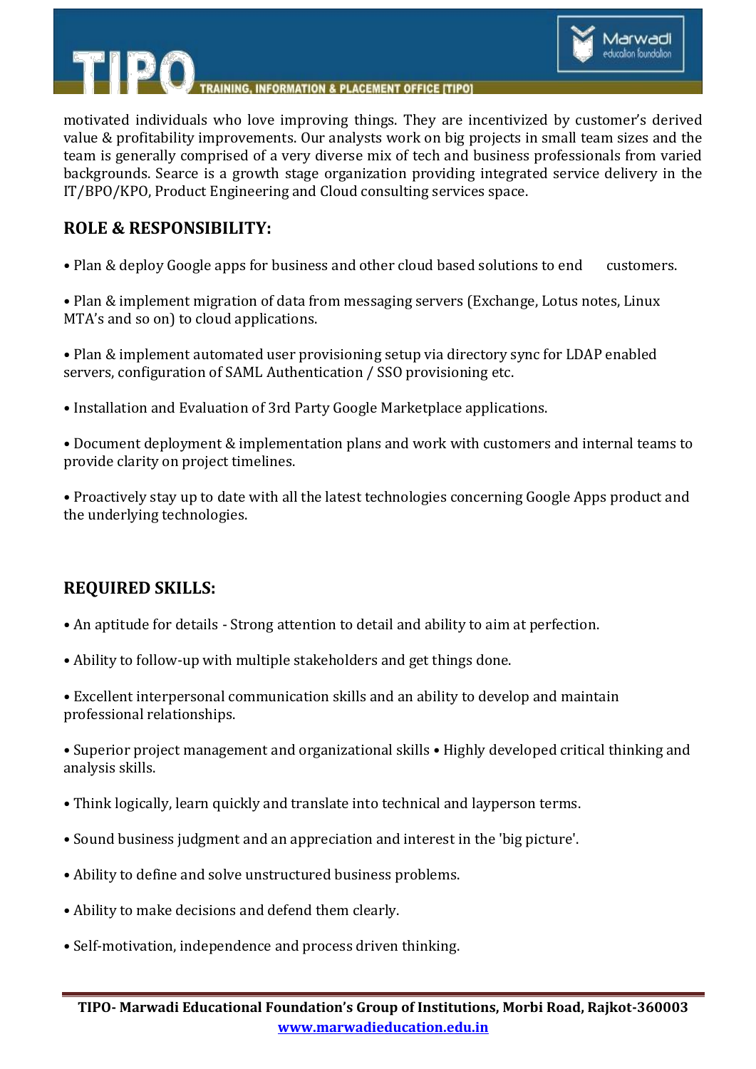motivated individuals who love improving things. They are incentivized by customer's derived value & profitability improvements. Our analysts work on big projects in small team sizes and the team is generally comprised of a very diverse mix of tech and business professionals from varied backgrounds. Searce is a growth stage organization providing integrated service delivery in the IT/BPO/KPO, Product Engineering and Cloud consulting services space.

## ROLE & RESPONSIBILITY:

- Plan & deploy Google apps for business and other cloud based solutions to end customers.
- Plan & implement migration of data from messaging servers (Exchange, Lotus notes, Linux MTA's and so on) to cloud applications.
- Plan & implement automated user provisioning setup via directory sync for LDAP enabled servers, configuration of SAML Authentication / SSO provisioning etc.
- Installation and Evaluation of 3rd Party Google Marketplace applications.
- Document deployment & implementation plans and work with customers and internal teams to provide clarity on project timelines.
- Proactively stay up to date with all the latest technologies concerning Google Apps product and the underlying technologies.

## REQUIRED SKILLS:

- An aptitude for details - Strong attention to detail and ability to aim at perfection.
- Ability to follow-up with multiple stakeholders and get things done.
- Excellent interpersonal communication skills and an ability to develop and maintain professional relationships.
- Superior project management and organizational skills • Highly developed critical thinking and analysis skills.
- Think logically, learn quickly and translate into technical and layperson terms.
- Sound business judgment and an appreciation and interest in the 'big picture'.
- Ability to define and solve unstructured business problems.
- Ability to make decisions and defend them clearly.
- Self-motivation, independence and process driven thinking.